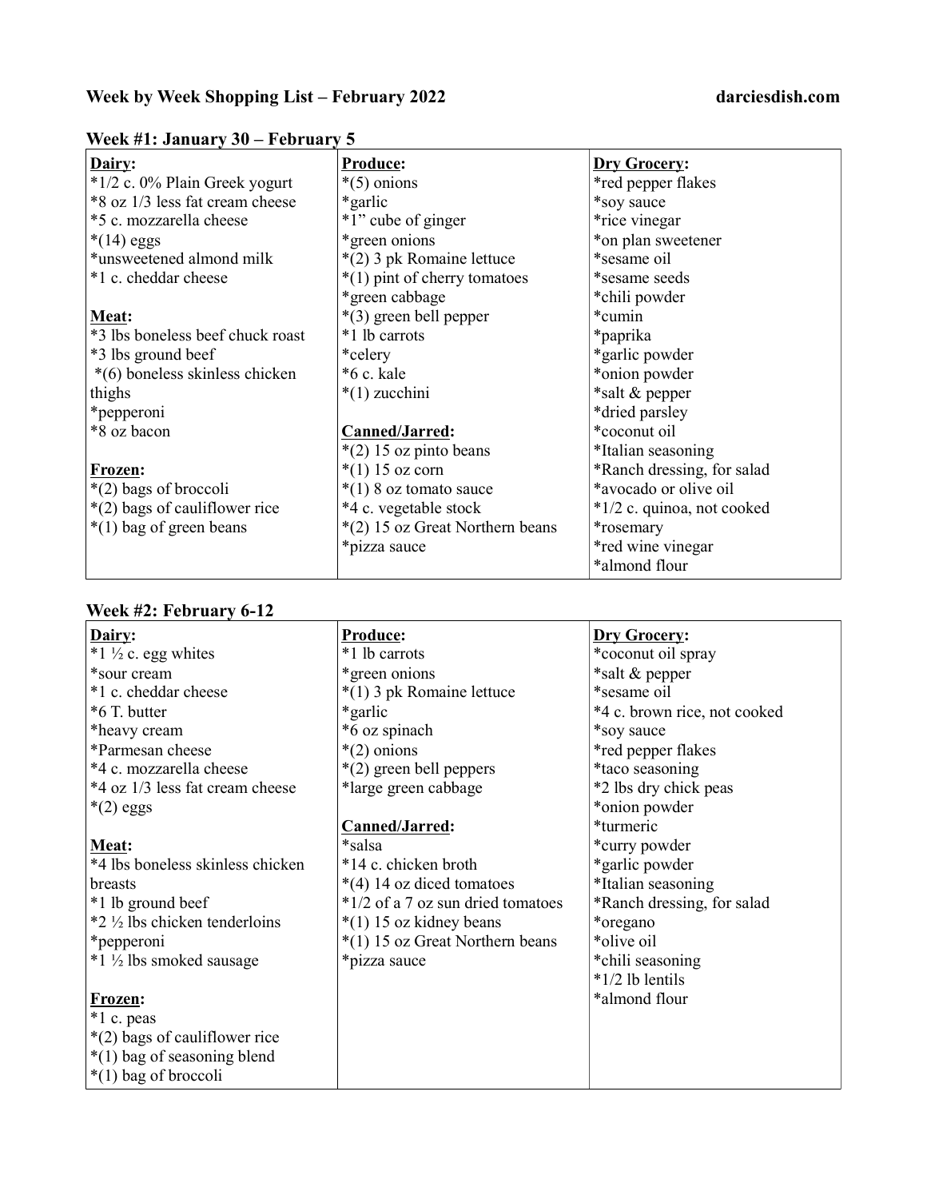# Week by Week Shopping List – February 2022

**darciesdish.com**

## Week #1: January 30 – February 5

| | | |
|---|---|---|
| **Dairy:** | **Produce:** | **Dry Grocery:** |
| *1/2 c. 0% Plain Greek yogurt | *(5) onions | *red pepper flakes |
| *8 oz 1/3 less fat cream cheese | *garlic | *soy sauce |
| *5 c. mozzarella cheese | *1" cube of ginger | *rice vinegar |
| *(14) eggs | *green onions | *on plan sweetener |
| *unsweetened almond milk | *(2) 3 pk Romaine lettuce | *sesame oil |
| *1 c. cheddar cheese | *(1) pint of cherry tomatoes | *sesame seeds |
| | *green cabbage | *chili powder |
| **Meat:** | *(3) green bell pepper | *cumin |
| *3 lbs boneless beef chuck roast | *1 lb carrots | *paprika |
| *3 lbs ground beef | *celery | *garlic powder |
| *(6) boneless skinless chicken thighs | *6 c. kale | *onion powder |
| | *(1) zucchini | *salt & pepper |
| *pepperoni | | *dried parsley |
| *8 oz bacon | **Canned/Jarred:** | *coconut oil |
| | *(2) 15 oz pinto beans | *Italian seasoning |
| **Frozen:** | *(1) 15 oz corn | *Ranch dressing, for salad |
| *(2) bags of broccoli | *(1) 8 oz tomato sauce | *avocado or olive oil |
| *(2) bags of cauliflower rice | *4 c. vegetable stock | *1/2 c. quinoa, not cooked |
| *(1) bag of green beans | *(2) 15 oz Great Northern beans | *rosemary |
| | *pizza sauce | *red wine vinegar |
| | | *almond flour |

## Week #2: February 6-12

| | | |
|---|---|---|
| **Dairy:** | **Produce:** | **Dry Grocery:** |
| *1 ½ c. egg whites | *1 lb carrots | *coconut oil spray |
| *sour cream | *green onions | *salt & pepper |
| *1 c. cheddar cheese | *(1) 3 pk Romaine lettuce | *sesame oil |
| *6 T. butter | *garlic | *4 c. brown rice, not cooked |
| *heavy cream | *6 oz spinach | *soy sauce |
| *Parmesan cheese | *(2) onions | *red pepper flakes |
| *4 c. mozzarella cheese | *(2) green bell peppers | *taco seasoning |
| *4 oz 1/3 less fat cream cheese | *large green cabbage | *2 lbs dry chick peas |
| *(2) eggs | | *onion powder |
| | **Canned/Jarred:** | *turmeric |
| **Meat:** | *salsa | *curry powder |
| *4 lbs boneless skinless chicken breasts | *14 c. chicken broth | *garlic powder |
| | *(4) 14 oz diced tomatoes | *Italian seasoning |
| *1 lb ground beef | *1/2 of a 7 oz sun dried tomatoes | *Ranch dressing, for salad |
| *2 ½ lbs chicken tenderloins | *(1) 15 oz kidney beans | *oregano |
| *pepperoni | *(1) 15 oz Great Northern beans | *olive oil |
| *1 ½ lbs smoked sausage | *pizza sauce | *chili seasoning |
| | | *1/2 lb lentils |
| **Frozen:** | | *almond flour |
| *1 c. peas | | |
| *(2) bags of cauliflower rice | | |
| *(1) bag of seasoning blend | | |
| *(1) bag of broccoli | | |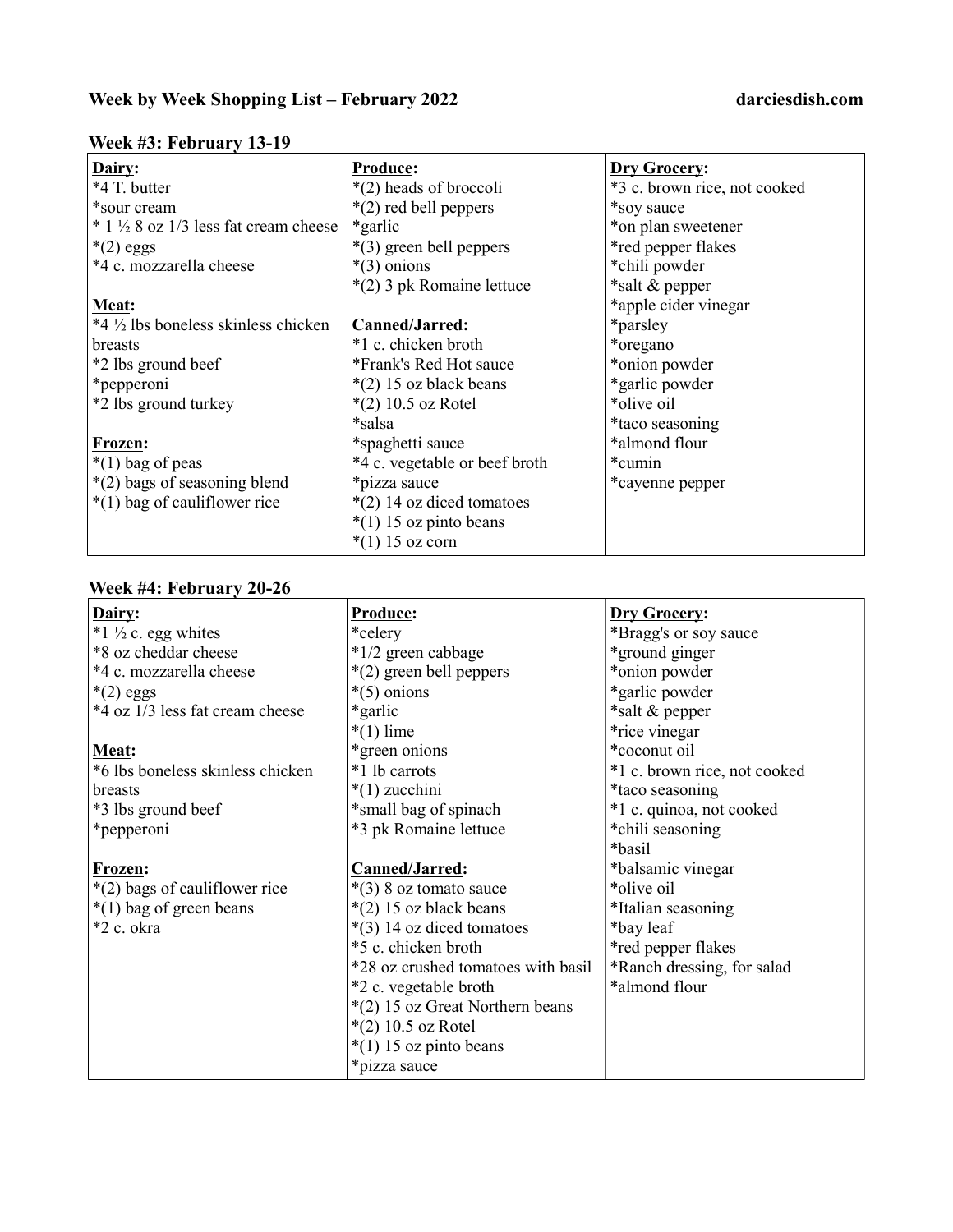# Week by Week Shopping List – February 2022 darciesdish.com

## Week #3: February 13-19

| | | |
|---|---|---|
| **Dairy:** | **Produce:** | **Dry Grocery:** |
| *4 T. butter | *(2) heads of broccoli | *3 c. brown rice, not cooked |
| *sour cream | *(2) red bell peppers | *soy sauce |
| * 1 ½ 8 oz 1/3 less fat cream cheese | *garlic | *on plan sweetener |
| *(2) eggs | *(3) green bell peppers | *red pepper flakes |
| *4 c. mozzarella cheese | *(3) onions | *chili powder |
| | *(2) 3 pk Romaine lettuce | *salt & pepper |
| **Meat:** | | *apple cider vinegar |
| *4 ½ lbs boneless skinless chicken breasts | **Canned/Jarred:** | *parsley |
| *2 lbs ground beef | *1 c. chicken broth | *oregano |
| *pepperoni | *Frank's Red Hot sauce | *onion powder |
| *2 lbs ground turkey | *(2) 15 oz black beans | *garlic powder |
| | *(2) 10.5 oz Rotel | *olive oil |
| **Frozen:** | *salsa | *taco seasoning |
| *(1) bag of peas | *spaghetti sauce | *almond flour |
| *(2) bags of seasoning blend | *4 c. vegetable or beef broth | *cumin |
| *(1) bag of cauliflower rice | *pizza sauce | *cayenne pepper |
| | *(2) 14 oz diced tomatoes | |
| | *(1) 15 oz pinto beans | |
| | *(1) 15 oz corn | |

## Week #4: February 20-26

| | | |
|---|---|---|
| **Dairy:** | **Produce:** | **Dry Grocery:** |
| *1 ½ c. egg whites | *celery | *Bragg's or soy sauce |
| *8 oz cheddar cheese | *1/2 green cabbage | *ground ginger |
| *4 c. mozzarella cheese | *(2) green bell peppers | *onion powder |
| *(2) eggs | *(5) onions | *garlic powder |
| *4 oz 1/3 less fat cream cheese | *garlic | *salt & pepper |
| | *(1) lime | *rice vinegar |
| **Meat:** | *green onions | *coconut oil |
| *6 lbs boneless skinless chicken breasts | *1 lb carrots | *1 c. brown rice, not cooked |
| *3 lbs ground beef | *(1) zucchini | *taco seasoning |
| *pepperoni | *small bag of spinach | *1 c. quinoa, not cooked |
| | *3 pk Romaine lettuce | *chili seasoning |
| | | *basil |
| **Frozen:** | **Canned/Jarred:** | *balsamic vinegar |
| *(2) bags of cauliflower rice | *(3) 8 oz tomato sauce | *olive oil |
| *(1) bag of green beans | *(2) 15 oz black beans | *Italian seasoning |
| *2 c. okra | *(3) 14 oz diced tomatoes | *bay leaf |
| | *5 c. chicken broth | *red pepper flakes |
| | *28 oz crushed tomatoes with basil | *Ranch dressing, for salad |
| | *2 c. vegetable broth | *almond flour |
| | *(2) 15 oz Great Northern beans | |
| | *(2) 10.5 oz Rotel | |
| | *(1) 15 oz pinto beans | |
| | *pizza sauce | |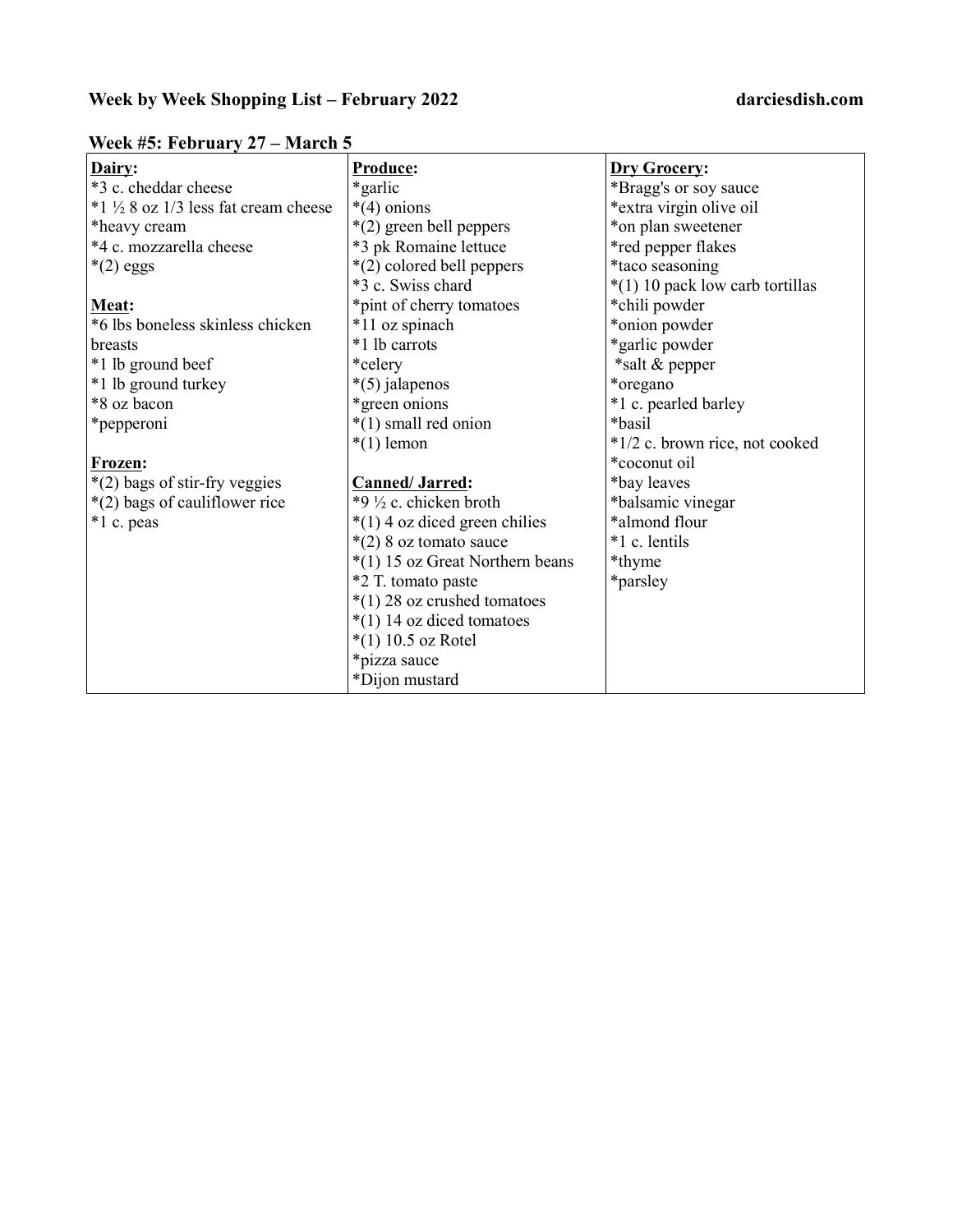## Week #5: February 27 – March 5

| | | |
|---|---|---|
| **Dairy:** | **Produce:** | **Dry Grocery:** |
| *3 c. cheddar cheese | *garlic | *Bragg's or soy sauce |
| *1 ½ 8 oz 1/3 less fat cream cheese | *(4) onions | *extra virgin olive oil |
| *heavy cream | *(2) green bell peppers | *on plan sweetener |
| *4 c. mozzarella cheese | *3 pk Romaine lettuce | *red pepper flakes |
| *(2) eggs | *(2) colored bell peppers | *taco seasoning |
| | *3 c. Swiss chard | *(1) 10 pack low carb tortillas |
| **Meat:** | *pint of cherry tomatoes | *chili powder |
| *6 lbs boneless skinless chicken breasts | *11 oz spinach | *onion powder |
| | *1 lb carrots | *garlic powder |
| *1 lb ground beef | *celery | *salt & pepper |
| *1 lb ground turkey | *(5) jalapenos | *oregano |
| *8 oz bacon | *green onions | *1 c. pearled barley |
| *pepperoni | *(1) small red onion | *basil |
| | *(1) lemon | *1/2 c. brown rice, not cooked |
| **Frozen:** | | *coconut oil |
| *(2) bags of stir-fry veggies | **Canned/ Jarred:** | *bay leaves |
| *(2) bags of cauliflower rice | *9 ½ c. chicken broth | *balsamic vinegar |
| *1 c. peas | *(1) 4 oz diced green chilies | *almond flour |
| | *(2) 8 oz tomato sauce | *1 c. lentils |
| | *(1) 15 oz Great Northern beans | *thyme |
| | *2 T. tomato paste | *parsley |
| | *(1) 28 oz crushed tomatoes | |
| | *(1) 14 oz diced tomatoes | |
| | *(1) 10.5 oz Rotel | |
| | *pizza sauce | |
| | *Dijon mustard | |